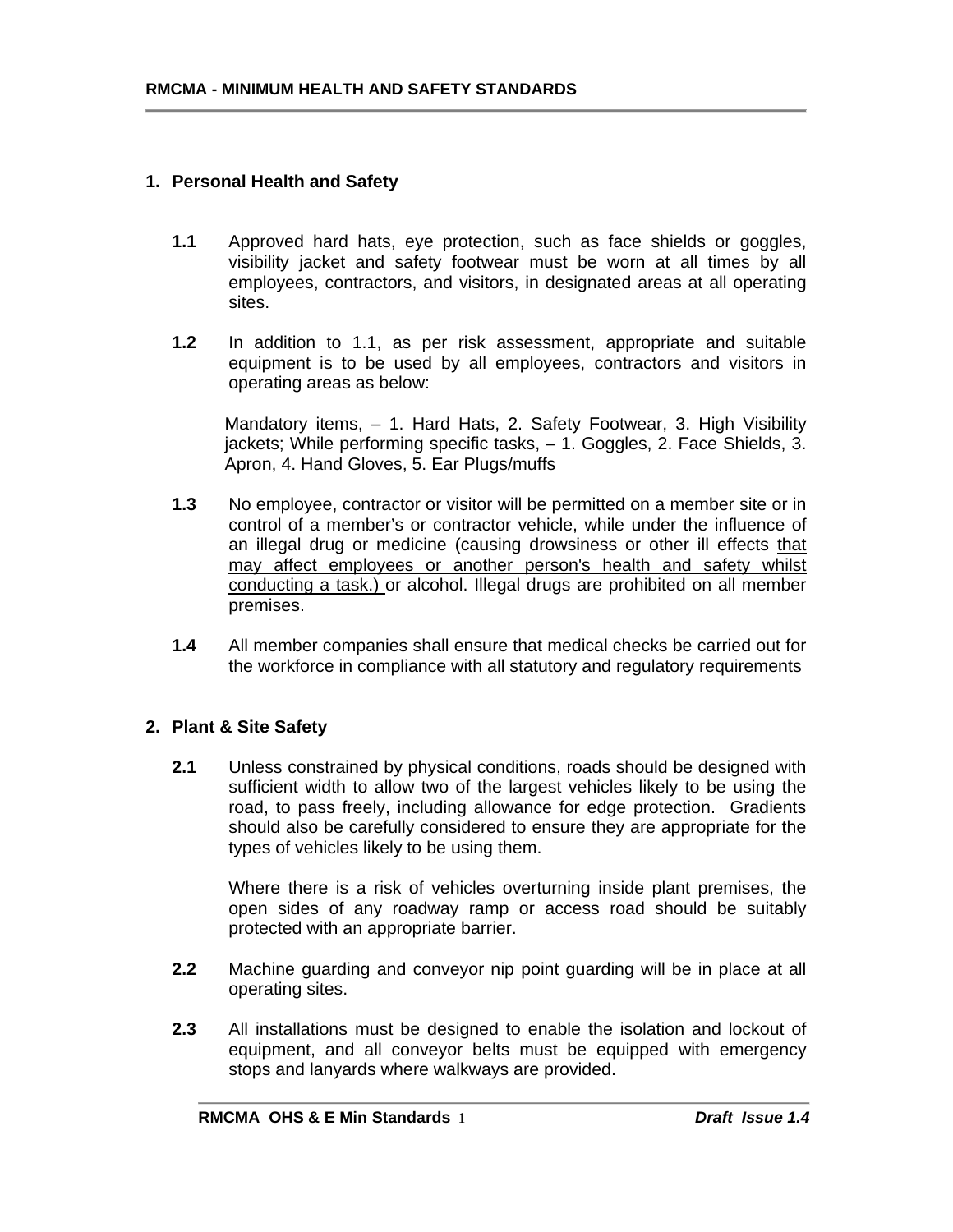## 1. Personal Health and Safety

**1.1** Approved hard hats, eye protection, such as face shields or goggles, visibility jacket and safety footwear must be worn at all times by all employees, contractors, and visitors, in designated areas at all operating sites.

**1.2** In addition to 1.1, as per risk assessment, appropriate and suitable equipment is to be used by all employees, contractors and visitors in operating areas as below:

Mandatory items, – 1. Hard Hats, 2. Safety Footwear, 3. High Visibility jackets; While performing specific tasks, – 1. Goggles, 2. Face Shields, 3. Apron, 4. Hand Gloves, 5. Ear Plugs/muffs

**1.3** No employee, contractor or visitor will be permitted on a member site or in control of a member's or contractor vehicle, while under the influence of an illegal drug or medicine (causing drowsiness or other ill effects that may affect employees or another person's health and safety whilst conducting a task.) or alcohol. Illegal drugs are prohibited on all member premises.

**1.4** All member companies shall ensure that medical checks be carried out for the workforce in compliance with all statutory and regulatory requirements

## 2. Plant & Site Safety

**2.1** Unless constrained by physical conditions, roads should be designed with sufficient width to allow two of the largest vehicles likely to be using the road, to pass freely, including allowance for edge protection. Gradients should also be carefully considered to ensure they are appropriate for the types of vehicles likely to be using them.

Where there is a risk of vehicles overturning inside plant premises, the open sides of any roadway ramp or access road should be suitably protected with an appropriate barrier.

**2.2** Machine guarding and conveyor nip point guarding will be in place at all operating sites.

**2.3** All installations must be designed to enable the isolation and lockout of equipment, and all conveyor belts must be equipped with emergency stops and lanyards where walkways are provided.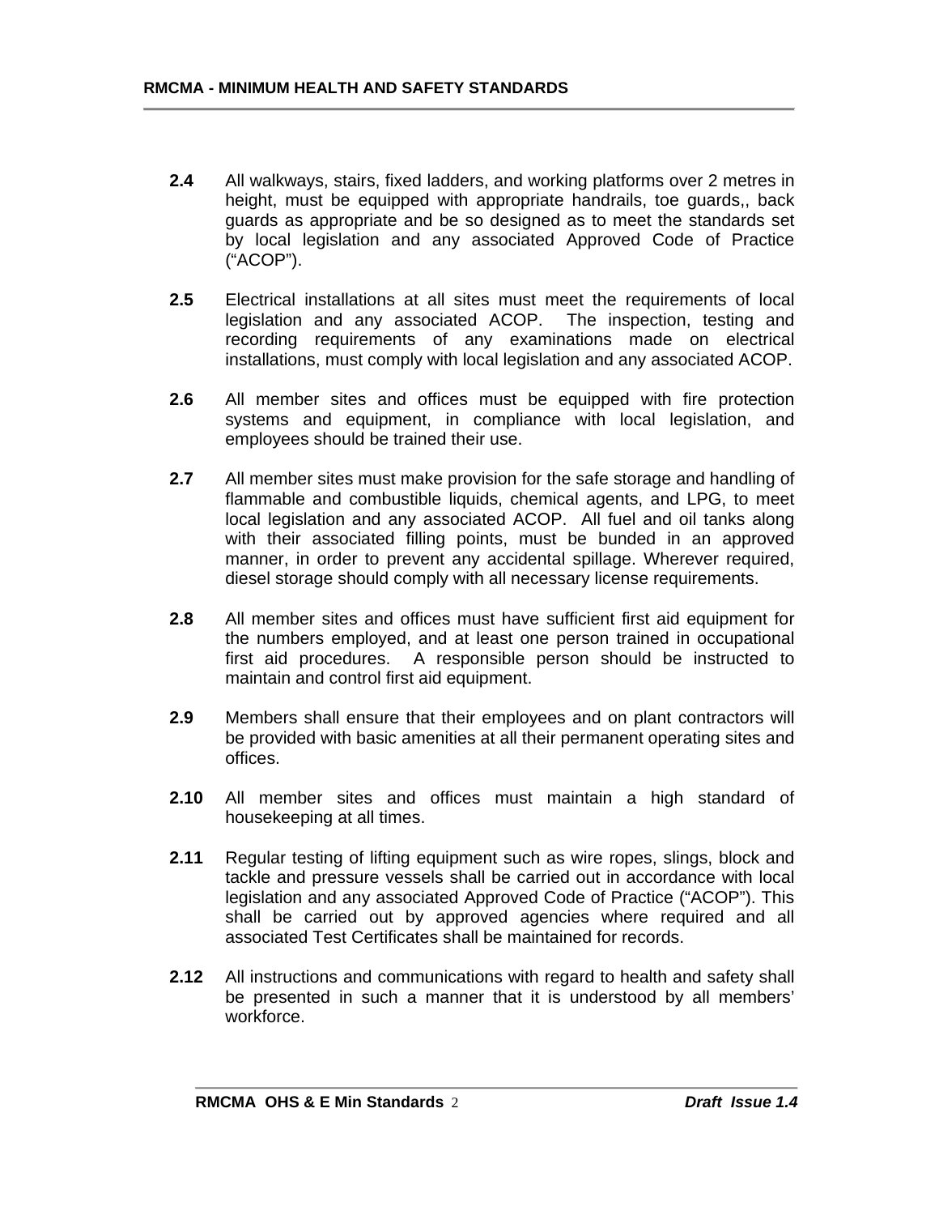**2.4** All walkways, stairs, fixed ladders, and working platforms over 2 metres in height, must be equipped with appropriate handrails, toe guards,, back guards as appropriate and be so designed as to meet the standards set by local legislation and any associated Approved Code of Practice ("ACOP").

**2.5** Electrical installations at all sites must meet the requirements of local legislation and any associated ACOP. The inspection, testing and recording requirements of any examinations made on electrical installations, must comply with local legislation and any associated ACOP.

**2.6** All member sites and offices must be equipped with fire protection systems and equipment, in compliance with local legislation, and employees should be trained their use.

**2.7** All member sites must make provision for the safe storage and handling of flammable and combustible liquids, chemical agents, and LPG, to meet local legislation and any associated ACOP. All fuel and oil tanks along with their associated filling points, must be bunded in an approved manner, in order to prevent any accidental spillage. Wherever required, diesel storage should comply with all necessary license requirements.

**2.8** All member sites and offices must have sufficient first aid equipment for the numbers employed, and at least one person trained in occupational first aid procedures. A responsible person should be instructed to maintain and control first aid equipment.

**2.9** Members shall ensure that their employees and on plant contractors will be provided with basic amenities at all their permanent operating sites and offices.

**2.10** All member sites and offices must maintain a high standard of housekeeping at all times.

**2.11** Regular testing of lifting equipment such as wire ropes, slings, block and tackle and pressure vessels shall be carried out in accordance with local legislation and any associated Approved Code of Practice ("ACOP"). This shall be carried out by approved agencies where required and all associated Test Certificates shall be maintained for records.

**2.12** All instructions and communications with regard to health and safety shall be presented in such a manner that it is understood by all members' workforce.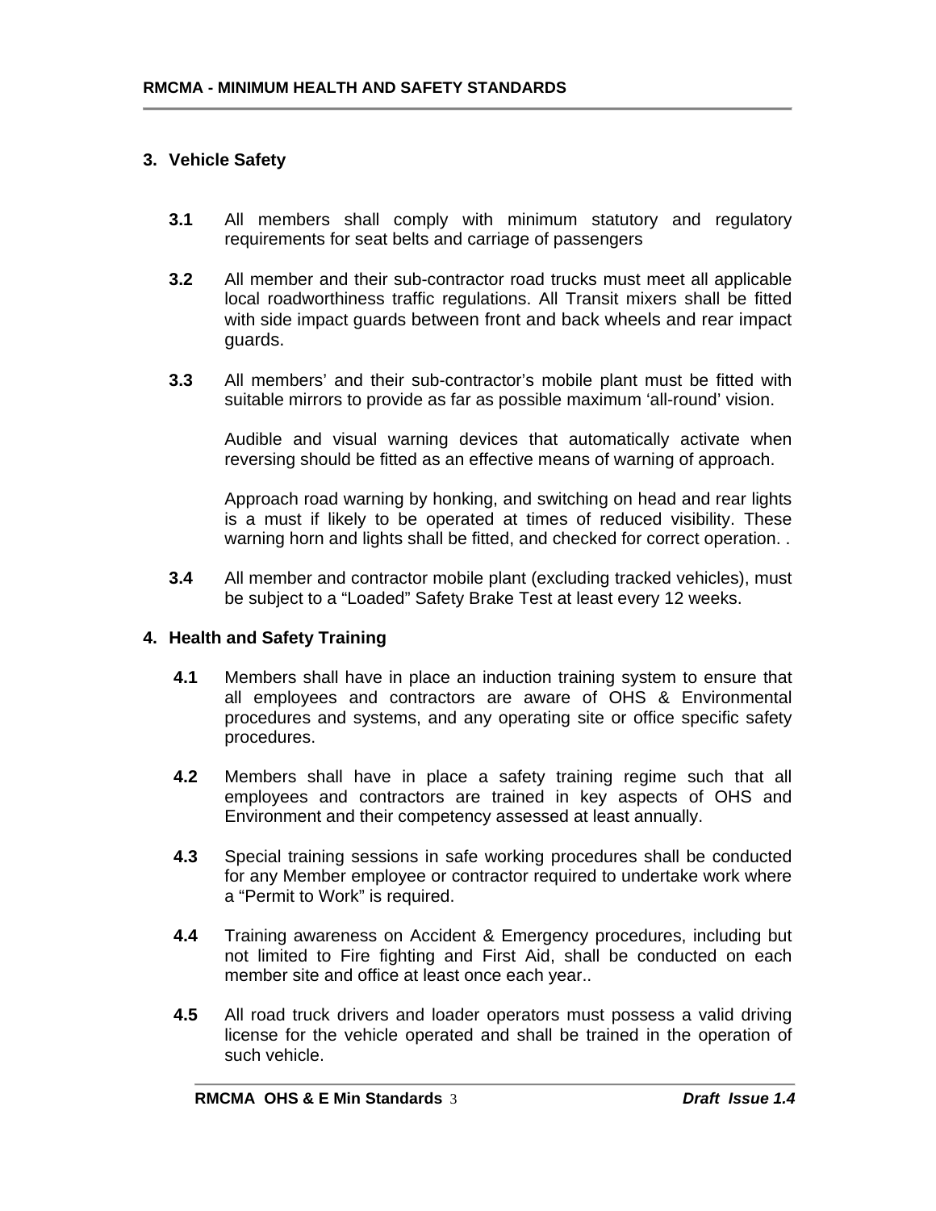## 3. Vehicle Safety

**3.1** All members shall comply with minimum statutory and regulatory requirements for seat belts and carriage of passengers

**3.2** All member and their sub-contractor road trucks must meet all applicable local roadworthiness traffic regulations. All Transit mixers shall be fitted with side impact guards between front and back wheels and rear impact guards.

**3.3** All members' and their sub-contractor's mobile plant must be fitted with suitable mirrors to provide as far as possible maximum 'all-round' vision.

Audible and visual warning devices that automatically activate when reversing should be fitted as an effective means of warning of approach.

Approach road warning by honking, and switching on head and rear lights is a must if likely to be operated at times of reduced visibility. These warning horn and lights shall be fitted, and checked for correct operation. .

**3.4** All member and contractor mobile plant (excluding tracked vehicles), must be subject to a "Loaded" Safety Brake Test at least every 12 weeks.

## 4. Health and Safety Training

**4.1** Members shall have in place an induction training system to ensure that all employees and contractors are aware of OHS & Environmental procedures and systems, and any operating site or office specific safety procedures.

**4.2** Members shall have in place a safety training regime such that all employees and contractors are trained in key aspects of OHS and Environment and their competency assessed at least annually.

**4.3** Special training sessions in safe working procedures shall be conducted for any Member employee or contractor required to undertake work where a "Permit to Work" is required.

**4.4** Training awareness on Accident & Emergency procedures, including but not limited to Fire fighting and First Aid, shall be conducted on each member site and office at least once each year..

**4.5** All road truck drivers and loader operators must possess a valid driving license for the vehicle operated and shall be trained in the operation of such vehicle.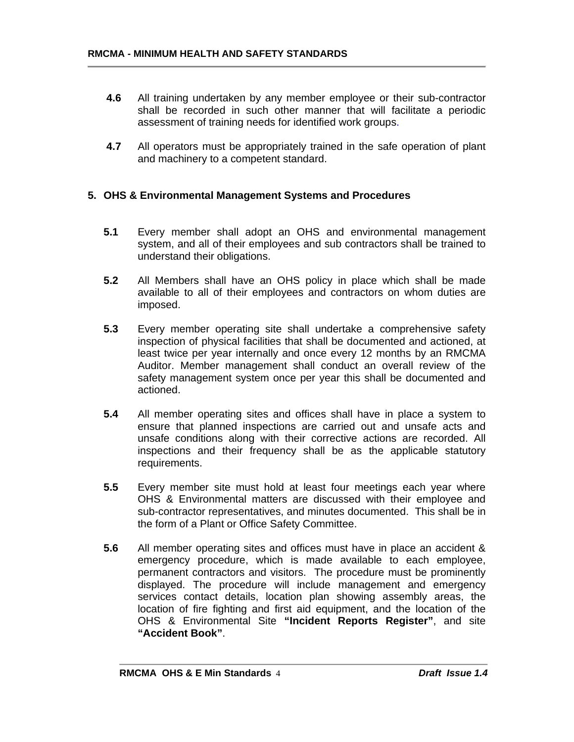**4.6** All training undertaken by any member employee or their sub-contractor shall be recorded in such other manner that will facilitate a periodic assessment of training needs for identified work groups.

**4.7** All operators must be appropriately trained in the safe operation of plant and machinery to a competent standard.

## 5. OHS & Environmental Management Systems and Procedures

**5.1** Every member shall adopt an OHS and environmental management system, and all of their employees and sub contractors shall be trained to understand their obligations.

**5.2** All Members shall have an OHS policy in place which shall be made available to all of their employees and contractors on whom duties are imposed.

**5.3** Every member operating site shall undertake a comprehensive safety inspection of physical facilities that shall be documented and actioned, at least twice per year internally and once every 12 months by an RMCMA Auditor. Member management shall conduct an overall review of the safety management system once per year this shall be documented and actioned.

**5.4** All member operating sites and offices shall have in place a system to ensure that planned inspections are carried out and unsafe acts and unsafe conditions along with their corrective actions are recorded. All inspections and their frequency shall be as the applicable statutory requirements.

**5.5** Every member site must hold at least four meetings each year where OHS & Environmental matters are discussed with their employee and sub-contractor representatives, and minutes documented. This shall be in the form of a Plant or Office Safety Committee.

**5.6** All member operating sites and offices must have in place an accident & emergency procedure, which is made available to each employee, permanent contractors and visitors. The procedure must be prominently displayed. The procedure will include management and emergency services contact details, location plan showing assembly areas, the location of fire fighting and first aid equipment, and the location of the OHS & Environmental Site **"Incident Reports Register"**, and site **"Accident Book"**.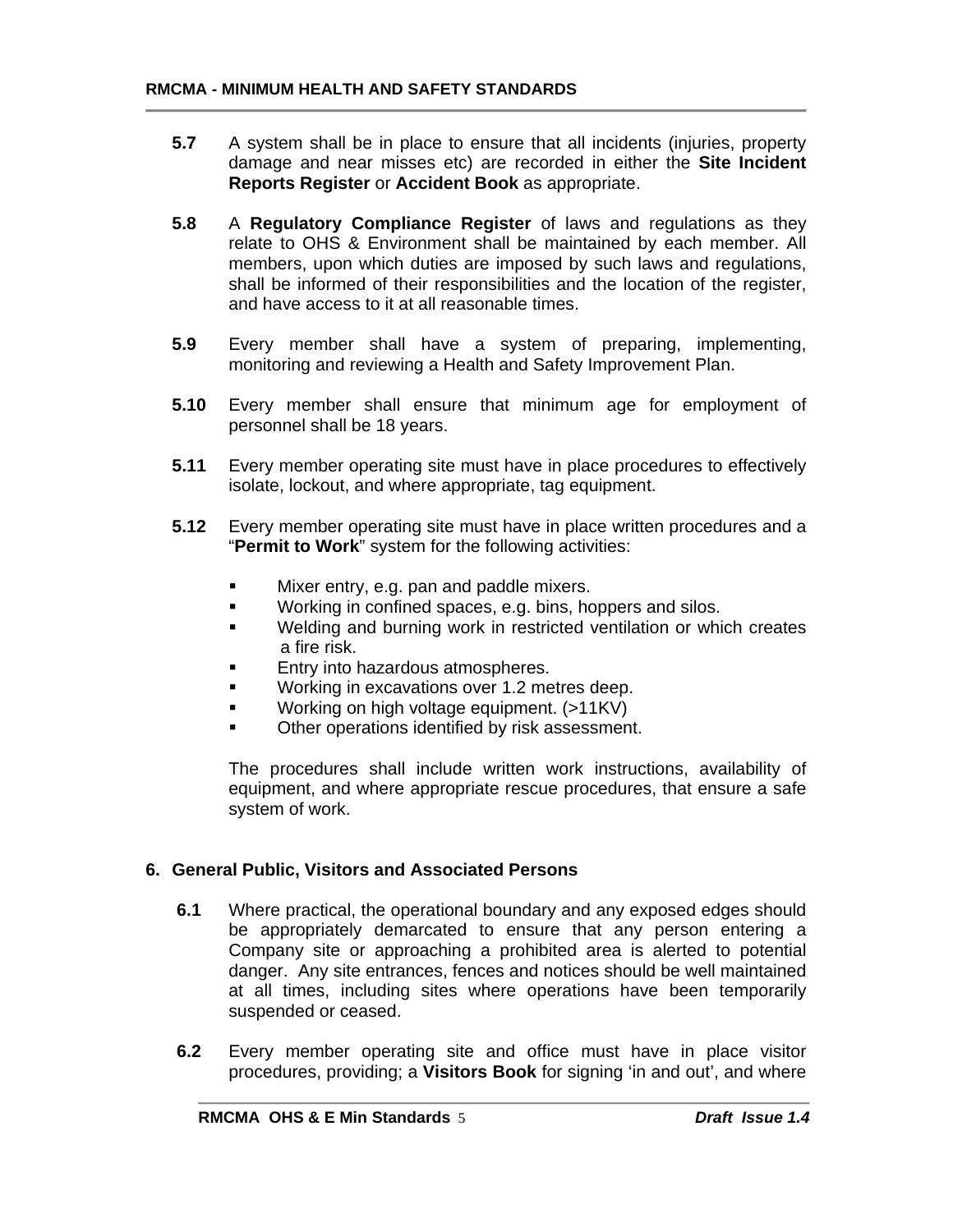**5.7** A system shall be in place to ensure that all incidents (injuries, property damage and near misses etc) are recorded in either the **Site Incident Reports Register** or **Accident Book** as appropriate.

**5.8** A **Regulatory Compliance Register** of laws and regulations as they relate to OHS & Environment shall be maintained by each member. All members, upon which duties are imposed by such laws and regulations, shall be informed of their responsibilities and the location of the register, and have access to it at all reasonable times.

**5.9** Every member shall have a system of preparing, implementing, monitoring and reviewing a Health and Safety Improvement Plan.

**5.10** Every member shall ensure that minimum age for employment of personnel shall be 18 years.

**5.11** Every member operating site must have in place procedures to effectively isolate, lockout, and where appropriate, tag equipment.

**5.12** Every member operating site must have in place written procedures and a "**Permit to Work**" system for the following activities:

- Mixer entry, e.g. pan and paddle mixers.
- Working in confined spaces, e.g. bins, hoppers and silos.
- Welding and burning work in restricted ventilation or which creates a fire risk.
- Entry into hazardous atmospheres.
- Working in excavations over 1.2 metres deep.
- Working on high voltage equipment. (>11KV)
- Other operations identified by risk assessment.

The procedures shall include written work instructions, availability of equipment, and where appropriate rescue procedures, that ensure a safe system of work.

## 6. General Public, Visitors and Associated Persons

**6.1** Where practical, the operational boundary and any exposed edges should be appropriately demarcated to ensure that any person entering a Company site or approaching a prohibited area is alerted to potential danger. Any site entrances, fences and notices should be well maintained at all times, including sites where operations have been temporarily suspended or ceased.

**6.2** Every member operating site and office must have in place visitor procedures, providing; a **Visitors Book** for signing 'in and out', and where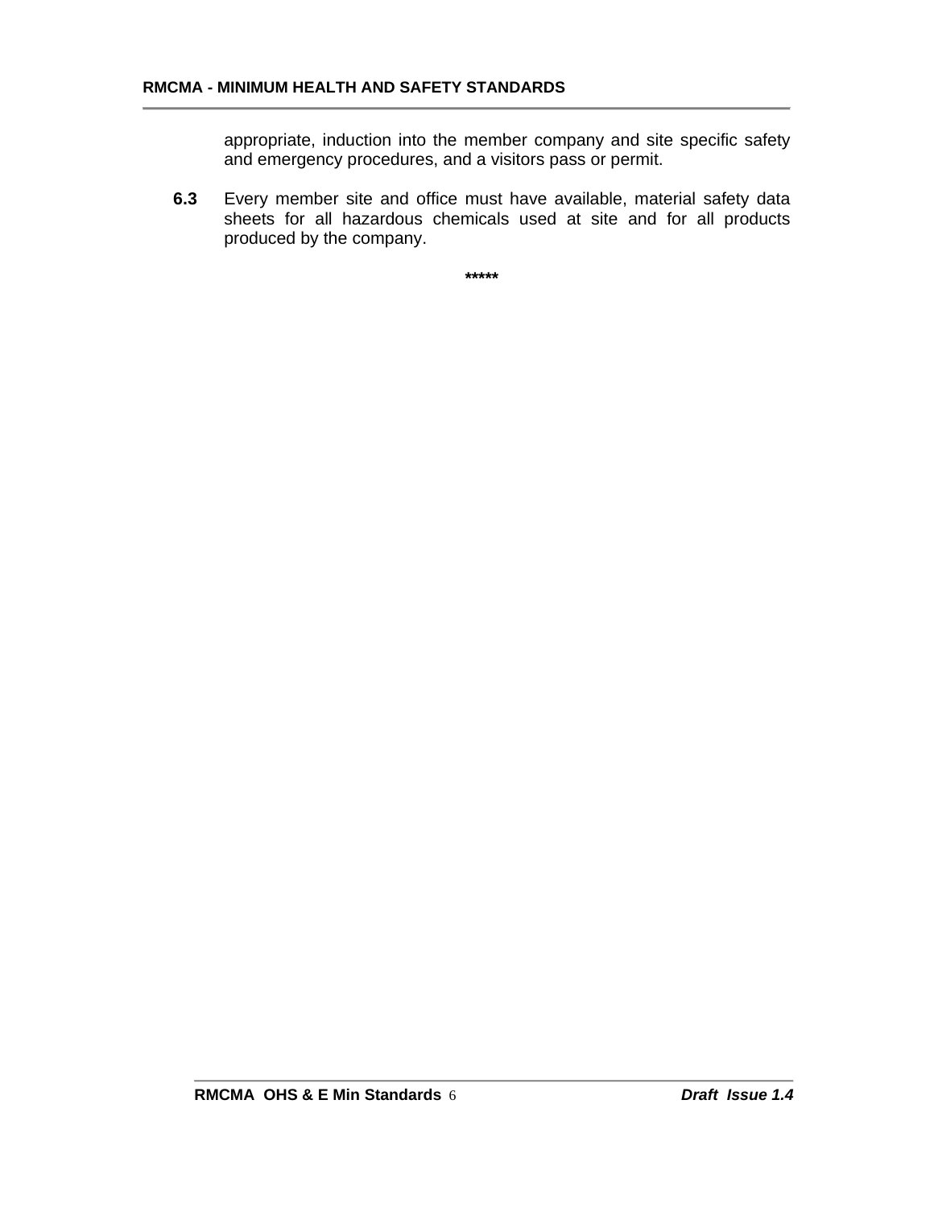appropriate, induction into the member company and site specific safety and emergency procedures, and a visitors pass or permit.

**6.3** Every member site and office must have available, material safety data sheets for all hazardous chemicals used at site and for all products produced by the company.

**\*\*\*\*\***